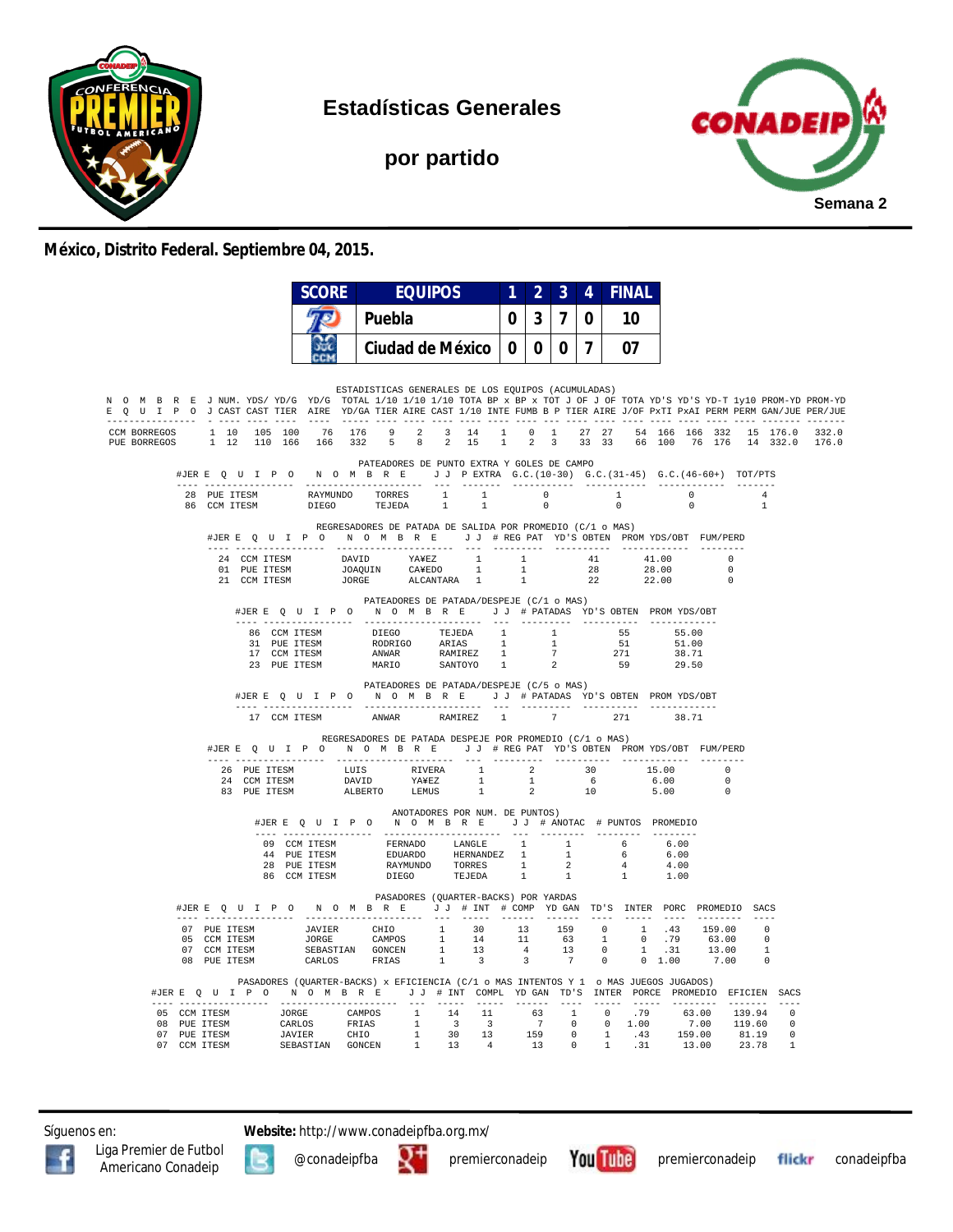# Estadísticas Generales

## por partido

Semana 2

**México, Distrito Federal. Septiembre 04, 2015.**

| SCORE | EQUIPOS | 1 | 2 | 3 | 4 | FINAL |
|---|---|---|---|---|---|---|
| | Puebla | 0 | 3 | 7 | 0 | 10 |
| | Ciudad de México | 0 | 0 | 0 | 7 | 07 |

ESTADISTICAS GENERALES DE LOS EQUIPOS (ACUMULADAS)

| NOMBRE EQUIPO | J J | NUM. CAST | YDS/CAST | YD/G TIER | YD/G AIRE | TOTAL YD/GA | 1/10 TIER | 1/10 AIRE | 1/10 CAST | TOTA 1/10 | BP x INTE | BP x FUMB | TOT B P | J OF TIER | J OF AIRE | TOTA J/OF | YD'S PxTI | YD'S PxAI | YD-T PERM | 1y10 PERM | PROM-YD GAN/JUE | PROM-YD PER/JUE |
|---|---|---|---|---|---|---|---|---|---|---|---|---|---|---|---|---|---|---|---|---|---|---|
| CCM BORREGOS | 1 | 10 | 105 | 100 | 76 | 176 | 9 | 2 | 3 | 14 | 1 | 0 | 1 | 27 | 27 | 54 | 166 | 166 | 332 | 15 | 176.0 | 332.0 |
| PUE BORREGOS | 1 | 12 | 110 | 166 | 166 | 332 | 5 | 8 | 2 | 15 | 1 | 2 | 3 | 33 | 33 | 66 | 100 | 76 | 176 | 14 | 332.0 | 176.0 |

PATEADORES DE PUNTO EXTRA Y GOLES DE CAMPO

| #JER | EQUIPO | NOMBRE | | J J | P EXTRA | G.C.(10-30) | G.C.(31-45) | G.C.(46-60+) | TOT/PTS |
|---|---|---|---|---|---|---|---|---|---|
| 28 | PUE ITESM | RAYMUNDO | TORRES | 1 | 1 | 0 | 1 | 0 | 4 |
| 86 | CCM ITESM | DIEGO | TEJEDA | 1 | 1 | 0 | 0 | 0 | 1 |

REGRESADORES DE PATADA DE SALIDA POR PROMEDIO (C/1 o MAS)

| #JER | EQUIPO | NOMBRE | | J J | # REG PAT | YD'S OBTEN | PROM YDS/OBT | FUM/PERD |
|---|---|---|---|---|---|---|---|---|
| 24 | CCM ITESM | DAVID | YA¥EZ | 1 | 1 | 41 | 41.00 | 0 |
| 01 | PUE ITESM | JOAQUIN | CA¥EDO | 1 | 1 | 28 | 28.00 | 0 |
| 21 | CCM ITESM | JORGE | ALCANTARA | 1 | 1 | 22 | 22.00 | 0 |

PATEADORES DE PATADA/DESPEJE (C/1 o MAS)

| #JER | EQUIPO | NOMBRE | | J J | # PATADAS | YD'S OBTEN | PROM YDS/OBT |
|---|---|---|---|---|---|---|---|
| 86 | CCM ITESM | DIEGO | TEJEDA | 1 | 1 | 55 | 55.00 |
| 31 | PUE ITESM | RODRIGO | ARIAS | 1 | 1 | 51 | 51.00 |
| 17 | CCM ITESM | ANWAR | RAMIREZ | 1 | 7 | 271 | 38.71 |
| 23 | PUE ITESM | MARIO | SANTOYO | 1 | 2 | 59 | 29.50 |

PATEADORES DE PATADA/DESPEJE (C/5 o MAS)

| #JER | EQUIPO | NOMBRE | | J J | # PATADAS | YD'S OBTEN | PROM YDS/OBT |
|---|---|---|---|---|---|---|---|
| 17 | CCM ITESM | ANWAR | RAMIREZ | 1 | 7 | 271 | 38.71 |

REGRESADORES DE PATADA DESPEJE POR PROMEDIO (C/1 o MAS)

| #JER | EQUIPO | NOMBRE | | J J | # REG PAT | YD'S OBTEN | PROM YDS/OBT | FUM/PERD |
|---|---|---|---|---|---|---|---|---|
| 26 | PUE ITESM | LUIS | RIVERA | 1 | 2 | 30 | 15.00 | 0 |
| 24 | CCM ITESM | DAVID | YA¥EZ | 1 | 1 | 6 | 6.00 | 0 |
| 83 | PUE ITESM | ALBERTO | LEMUS | 1 | 2 | 10 | 5.00 | 0 |

ANOTADORES POR NUM. DE PUNTOS)

| #JER | EQUIPO | NOMBRE | | J J | # ANOTAC | # PUNTOS | PROMEDIO |
|---|---|---|---|---|---|---|---|
| 09 | CCM ITESM | FERNADO | LANGLE | 1 | 1 | 6 | 6.00 |
| 44 | PUE ITESM | EDUARDO | HERNANDEZ | 1 | 1 | 6 | 6.00 |
| 28 | PUE ITESM | RAYMUNDO | TORRES | 1 | 2 | 4 | 4.00 |
| 86 | CCM ITESM | DIEGO | TEJEDA | 1 | 1 | 1 | 1.00 |

PASADORES (QUARTER-BACKS) POR YARDAS

| #JER | EQUIPO | NOMBRE | | J J | # INT | # COMP | YD GAN | TD'S | INTER | PORC | PROMEDIO | SACS |
|---|---|---|---|---|---|---|---|---|---|---|---|---|
| 07 | PUE ITESM | JAVIER | CHIO | 1 | 30 | 13 | 159 | 0 | 1 | .43 | 159.00 | 0 |
| 05 | CCM ITESM | JORGE | CAMPOS | 1 | 14 | 11 | 63 | 1 | 0 | .79 | 63.00 | 0 |
| 07 | CCM ITESM | SEBASTIAN | GONCEN | 1 | 13 | 4 | 13 | 0 | 1 | .31 | 13.00 | 1 |
| 08 | PUE ITESM | CARLOS | FRIAS | 1 | 3 | 3 | 7 | 0 | 0 | 1.00 | 7.00 | 0 |

PASADORES (QUARTER-BACKS) x EFICIENCIA (C/1 o MAS INTENTOS Y 1 o MAS JUEGOS JUGADOS)

| #JER | EQUIPO | NOMBRE | | J J | # INT | COMPL | YD GAN | TD'S | INTER | PORCE | PROMEDIO | EFICIEN | SACS |
|---|---|---|---|---|---|---|---|---|---|---|---|---|---|
| 05 | CCM ITESM | JORGE | CAMPOS | 1 | 14 | 11 | 63 | 1 | 0 | .79 | 63.00 | 139.94 | 0 |
| 08 | PUE ITESM | CARLOS | FRIAS | 1 | 3 | 3 | 7 | 0 | 0 | 1.00 | 7.00 | 119.60 | 0 |
| 07 | PUE ITESM | JAVIER | CHIO | 1 | 30 | 13 | 159 | 0 | 1 | .43 | 159.00 | 81.19 | 0 |
| 07 | CCM ITESM | SEBASTIAN | GONCEN | 1 | 13 | 4 | 13 | 0 | 1 | .31 | 13.00 | 23.78 | 1 |

Síguenos en: **Website:** http://www.conadeipfba.org.mx/

Liga Premier de Futbol Americano Conadeip · @conadeipfba · premierconadeip · premierconadeip · conadeipfba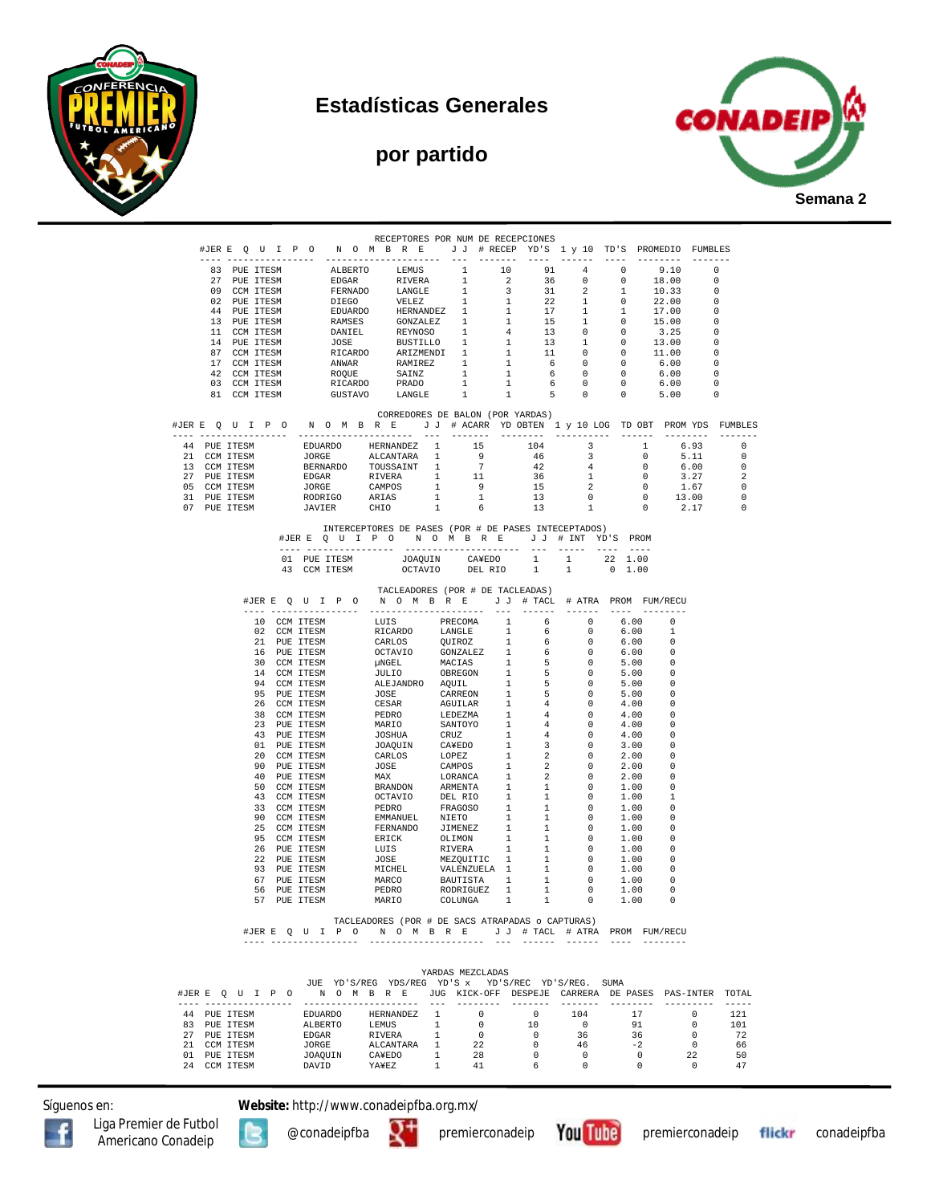# Estadísticas Generales

## por partido

**Semana 2**

### RECEPTORES POR NUM DE RECEPCIONES

| #JER | E Q U I P O | N O M B R E | | J J | # RECEP | YD'S | 1 y 10 | TD'S | PROMEDIO | FUMBLES |
|---|---|---|---|---|---|---|---|---|---|---|
| 83 | PUE ITESM | ALBERTO | LEMUS | 1 | 10 | 91 | 4 | 0 | 9.10 | 0 |
| 27 | PUE ITESM | EDGAR | RIVERA | 1 | 2 | 36 | 0 | 0 | 18.00 | 0 |
| 09 | CCM ITESM | FERNADO | LANGLE | 1 | 3 | 31 | 2 | 1 | 10.33 | 0 |
| 02 | PUE ITESM | DIEGO | VELEZ | 1 | 1 | 22 | 1 | 0 | 22.00 | 0 |
| 44 | PUE ITESM | EDUARDO | HERNANDEZ | 1 | 1 | 17 | 1 | 1 | 17.00 | 0 |
| 13 | PUE ITESM | RAMSES | GONZALEZ | 1 | 1 | 15 | 1 | 0 | 15.00 | 0 |
| 11 | CCM ITESM | DANIEL | REYNOSO | 1 | 4 | 13 | 0 | 0 | 3.25 | 0 |
| 14 | PUE ITESM | JOSE | BUSTILLO | 1 | 1 | 13 | 1 | 0 | 13.00 | 0 |
| 87 | CCM ITESM | RICARDO | ARIZMENDI | 1 | 1 | 11 | 0 | 0 | 11.00 | 0 |
| 17 | CCM ITESM | ANWAR | RAMIREZ | 1 | 1 | 6 | 0 | 0 | 6.00 | 0 |
| 42 | CCM ITESM | ROQUE | SAINZ | 1 | 1 | 6 | 0 | 0 | 6.00 | 0 |
| 03 | CCM ITESM | RICARDO | PRADO | 1 | 1 | 6 | 0 | 0 | 6.00 | 0 |
| 81 | CCM ITESM | GUSTAVO | LANGLE | 1 | 1 | 5 | 0 | 0 | 5.00 | 0 |

### CORREDORES DE BALON (POR YARDAS)

| #JER | E Q U I P O | N O M B R E | | J J | # ACARR | YD OBTEN | 1 y 10 LOG | TD OBT | PROM YDS | FUMBLES |
|---|---|---|---|---|---|---|---|---|---|---|
| 44 | PUE ITESM | EDUARDO | HERNANDEZ | 1 | 15 | 104 | 3 | 1 | 6.93 | 0 |
| 21 | CCM ITESM | JORGE | ALCANTARA | 1 | 9 | 46 | 3 | 0 | 5.11 | 0 |
| 13 | CCM ITESM | BERNARDO | TOUSSAINT | 1 | 7 | 42 | 4 | 0 | 6.00 | 0 |
| 27 | PUE ITESM | EDGAR | RIVERA | 1 | 11 | 36 | 1 | 0 | 3.27 | 2 |
| 05 | CCM ITESM | JORGE | CAMPOS | 1 | 9 | 15 | 2 | 0 | 1.67 | 0 |
| 31 | PUE ITESM | RODRIGO | ARIAS | 1 | 1 | 13 | 0 | 0 | 13.00 | 0 |
| 07 | PUE ITESM | JAVIER | CHIO | 1 | 6 | 13 | 1 | 0 | 2.17 | 0 |

### INTERCEPTORES DE PASES (POR # DE PASES INTECEPTADOS)

| #JER | E Q U I P O | N O M B R E | | J J | # INT | YD'S | PROM |
|---|---|---|---|---|---|---|---|
| 01 | PUE ITESM | JOAQUIN | CA¥EDO | 1 | 1 | 22 | 1.00 |
| 43 | CCM ITESM | OCTAVIO | DEL RIO | 1 | 1 | 0 | 1.00 |

### TACLEADORES (POR # DE TACLEADAS)

| #JER | E Q U I P O | N O M B R E | | J J | # TACL | # ATRA | PROM | FUM/RECU |
|---|---|---|---|---|---|---|---|---|
| 10 | CCM ITESM | LUIS | PRECOMA | 1 | 6 | 0 | 6.00 | 0 |
| 02 | CCM ITESM | RICARDO | LANGLE | 1 | 6 | 0 | 6.00 | 1 |
| 21 | PUE ITESM | CARLOS | QUIROZ | 1 | 6 | 0 | 6.00 | 0 |
| 16 | PUE ITESM | OCTAVIO | GONZALEZ | 1 | 6 | 0 | 6.00 | 0 |
| 30 | CCM ITESM | µNGEL | MACIAS | 1 | 5 | 0 | 5.00 | 0 |
| 14 | CCM ITESM | JULIO | OBREGON | 1 | 5 | 0 | 5.00 | 0 |
| 94 | CCM ITESM | ALEJANDRO | AQUIL | 1 | 5 | 0 | 5.00 | 0 |
| 95 | PUE ITESM | JOSE | CARREON | 1 | 5 | 0 | 5.00 | 0 |
| 26 | CCM ITESM | CESAR | AGUILAR | 1 | 4 | 0 | 4.00 | 0 |
| 38 | CCM ITESM | PEDRO | LEDEZMA | 1 | 4 | 0 | 4.00 | 0 |
| 23 | PUE ITESM | MARIO | SANTOYO | 1 | 4 | 0 | 4.00 | 0 |
| 43 | PUE ITESM | JOSHUA | CRUZ | 1 | 4 | 0 | 4.00 | 0 |
| 01 | PUE ITESM | JOAQUIN | CA¥EDO | 1 | 3 | 0 | 3.00 | 0 |
| 20 | CCM ITESM | CARLOS | LOPEZ | 1 | 2 | 0 | 2.00 | 0 |
| 90 | PUE ITESM | JOSE | CAMPOS | 1 | 2 | 0 | 2.00 | 0 |
| 40 | PUE ITESM | MAX | LORANCA | 1 | 2 | 0 | 2.00 | 0 |
| 50 | CCM ITESM | BRANDON | ARMENTA | 1 | 1 | 0 | 1.00 | 0 |
| 43 | CCM ITESM | OCTAVIO | DEL RIO | 1 | 1 | 0 | 1.00 | 1 |
| 33 | CCM ITESM | PEDRO | FRAGOSO | 1 | 1 | 0 | 1.00 | 0 |
| 90 | CCM ITESM | EMMANUEL | NIETO | 1 | 1 | 0 | 1.00 | 0 |
| 25 | CCM ITESM | FERNANDO | JIMENEZ | 1 | 1 | 0 | 1.00 | 0 |
| 95 | CCM ITESM | ERICK | OLIMON | 1 | 1 | 0 | 1.00 | 0 |
| 26 | PUE ITESM | LUIS | RIVERA | 1 | 1 | 0 | 1.00 | 0 |
| 22 | PUE ITESM | JOSE | MEZQUITIC | 1 | 1 | 0 | 1.00 | 0 |
| 93 | PUE ITESM | MICHEL | VALENZUELA | 1 | 1 | 0 | 1.00 | 0 |
| 67 | PUE ITESM | MARCO | BAUTISTA | 1 | 1 | 0 | 1.00 | 0 |
| 56 | PUE ITESM | PEDRO | RODRIGUEZ | 1 | 1 | 0 | 1.00 | 0 |
| 57 | PUE ITESM | MARIO | COLUNGA | 1 | 1 | 0 | 1.00 | 0 |

### TACLEADORES (POR # DE SACS ATRAPADAS o CAPTURAS)

| #JER | E Q U I P O | N O M B R E | J J | # TACL | # ATRA | PROM | FUM/RECU |
|---|---|---|---|---|---|---|---|

### YARDAS MEZCLADAS

| #JER | E Q U I P O | N O M B R E | | JUE JUG | YD'S/REG KICK-OFF | YDS/REG DESPEJE | YD'S x CARRERA | YD'S/REC DE PASES | YD'S/REG. PAS-INTER | SUMA TOTAL |
|---|---|---|---|---|---|---|---|---|---|---|
| 44 | PUE ITESM | EDUARDO | HERNANDEZ | 1 | 0 | 0 | 104 | 17 | 0 | 121 |
| 83 | PUE ITESM | ALBERTO | LEMUS | 1 | 0 | 10 | 0 | 91 | 0 | 101 |
| 27 | PUE ITESM | EDGAR | RIVERA | 1 | 0 | 0 | 36 | 36 | 0 | 72 |
| 21 | CCM ITESM | JORGE | ALCANTARA | 1 | 22 | 0 | 46 | -2 | 0 | 66 |
| 01 | PUE ITESM | JOAQUIN | CA¥EDO | 1 | 28 | 0 | 0 | 0 | 22 | 50 |
| 24 | CCM ITESM | DAVID | YA¥EZ | 1 | 41 | 6 | 0 | 0 | 0 | 47 |

Síguenos en: Liga Premier de Futbol Americano Conadeip | @conadeipfba | premierconadeip | premierconadeip | conadeipfba

**Website:** http://www.conadeipfba.org.mx/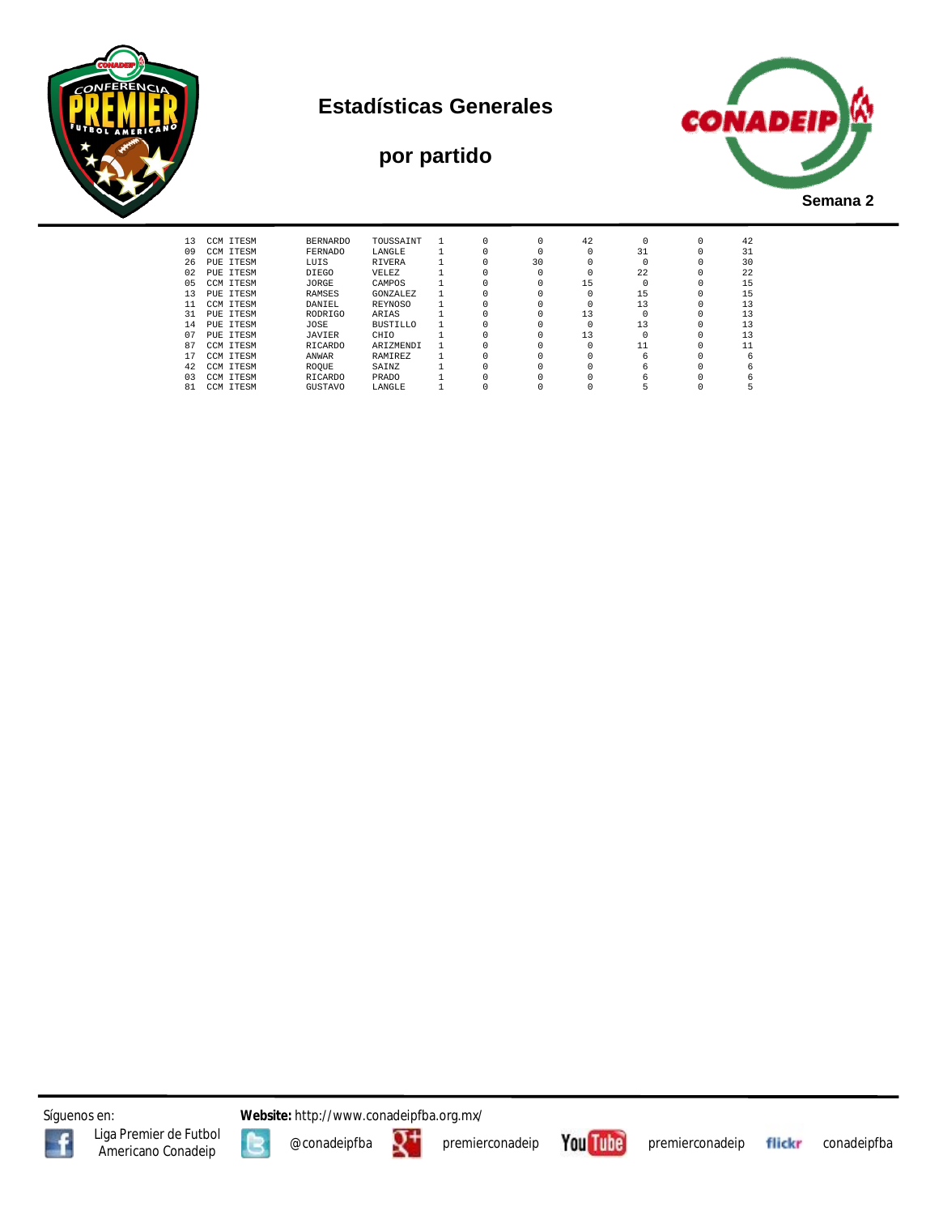# Estadísticas Generales

## por partido

Semana 2

| | | | | | | | | | | | |
|---|---|---|---|---|---|---|---|---|---|---|---|
| 13 | CCM ITESM | BERNARDO | TOUSSAINT | 1 | 0 | 0 | 42 | 0 | 0 | 42 |
| 09 | CCM ITESM | FERNADO | LANGLE | 1 | 0 | 0 | 0 | 31 | 0 | 31 |
| 26 | PUE ITESM | LUIS | RIVERA | 1 | 0 | 30 | 0 | 0 | 0 | 30 |
| 02 | PUE ITESM | DIEGO | VELEZ | 1 | 0 | 0 | 0 | 22 | 0 | 22 |
| 05 | CCM ITESM | JORGE | CAMPOS | 1 | 0 | 0 | 15 | 0 | 0 | 15 |
| 13 | PUE ITESM | RAMSES | GONZALEZ | 1 | 0 | 0 | 0 | 15 | 0 | 15 |
| 11 | CCM ITESM | DANIEL | REYNOSO | 1 | 0 | 0 | 0 | 13 | 0 | 13 |
| 31 | PUE ITESM | RODRIGO | ARIAS | 1 | 0 | 0 | 13 | 0 | 0 | 13 |
| 14 | PUE ITESM | JOSE | BUSTILLO | 1 | 0 | 0 | 0 | 13 | 0 | 13 |
| 07 | PUE ITESM | JAVIER | CHIO | 1 | 0 | 0 | 13 | 0 | 0 | 13 |
| 87 | CCM ITESM | RICARDO | ARIZMENDI | 1 | 0 | 0 | 0 | 11 | 0 | 11 |
| 17 | CCM ITESM | ANWAR | RAMIREZ | 1 | 0 | 0 | 0 | 6 | 0 | 6 |
| 42 | CCM ITESM | ROQUE | SAINZ | 1 | 0 | 0 | 0 | 6 | 0 | 6 |
| 03 | CCM ITESM | RICARDO | PRADO | 1 | 0 | 0 | 0 | 6 | 0 | 6 |
| 81 | CCM ITESM | GUSTAVO | LANGLE | 1 | 0 | 0 | 0 | 5 | 0 | 5 |

Síguenos en: Liga Premier de Futbol Americano Conadeip

**Website:** http://www.conadeipfba.org.mx/

@conadeipfba premierconadeip premierconadeip conadeipfba